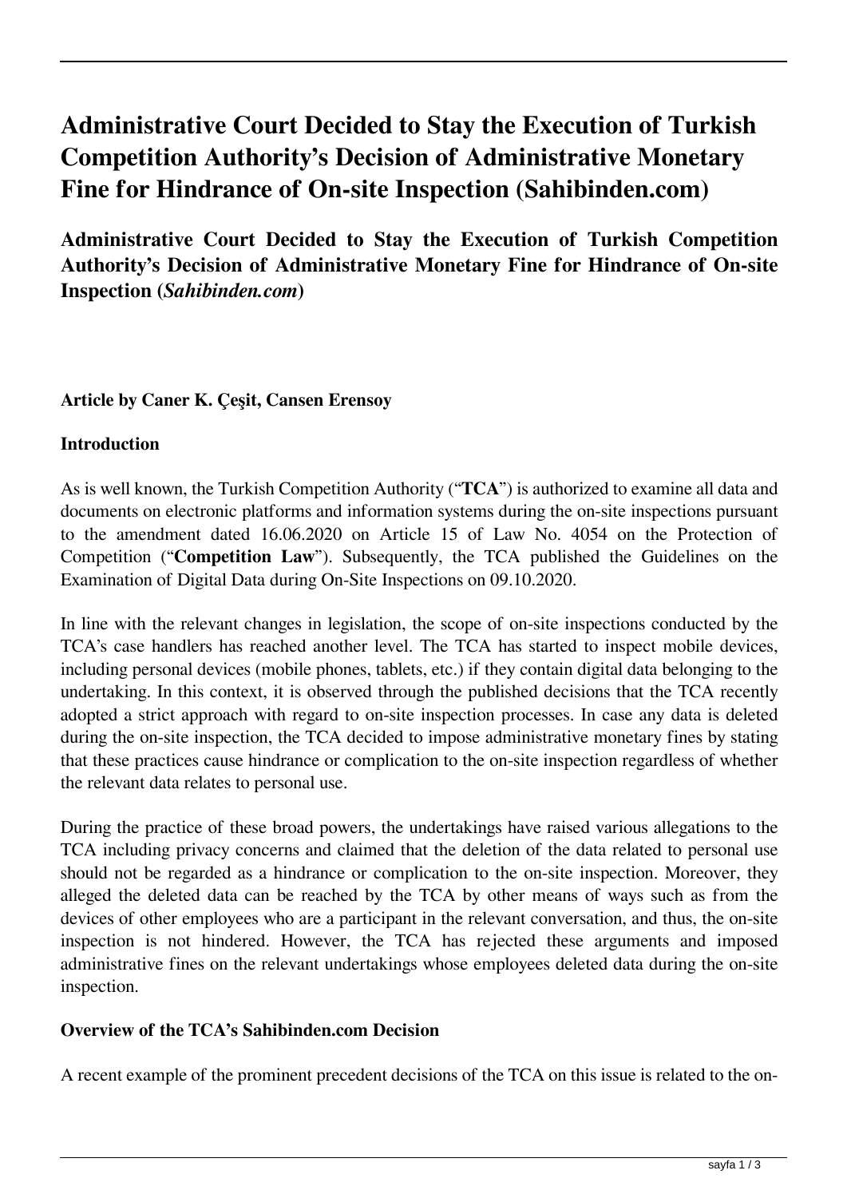# Administrative Court Decided to Stay the Execution of Turkish Competition Authority's Decision of Administrative Monetary Fine for Hindrance of On-site Inspection (Sahibinden.com)

## Administrative Court Decided to Stay the Execution of Turkish Competition Authority's Decision of Administrative Monetary Fine for Hindrance of On-site Inspection (*Sahibinden.com*)

**Article by Caner K. Çeşit, Cansen Erensoy**

**Introduction**

As is well known, the Turkish Competition Authority ("**TCA**") is authorized to examine all data and documents on electronic platforms and information systems during the on-site inspections pursuant to the amendment dated 16.06.2020 on Article 15 of Law No. 4054 on the Protection of Competition ("**Competition Law**"). Subsequently, the TCA published the Guidelines on the Examination of Digital Data during On-Site Inspections on 09.10.2020.

In line with the relevant changes in legislation, the scope of on-site inspections conducted by the TCA's case handlers has reached another level. The TCA has started to inspect mobile devices, including personal devices (mobile phones, tablets, etc.) if they contain digital data belonging to the undertaking. In this context, it is observed through the published decisions that the TCA recently adopted a strict approach with regard to on-site inspection processes. In case any data is deleted during the on-site inspection, the TCA decided to impose administrative monetary fines by stating that these practices cause hindrance or complication to the on-site inspection regardless of whether the relevant data relates to personal use.

During the practice of these broad powers, the undertakings have raised various allegations to the TCA including privacy concerns and claimed that the deletion of the data related to personal use should not be regarded as a hindrance or complication to the on-site inspection. Moreover, they alleged the deleted data can be reached by the TCA by other means of ways such as from the devices of other employees who are a participant in the relevant conversation, and thus, the on-site inspection is not hindered. However, the TCA has rejected these arguments and imposed administrative fines on the relevant undertakings whose employees deleted data during the on-site inspection.

**Overview of the TCA's Sahibinden.com Decision**

A recent example of the prominent precedent decisions of the TCA on this issue is related to the on-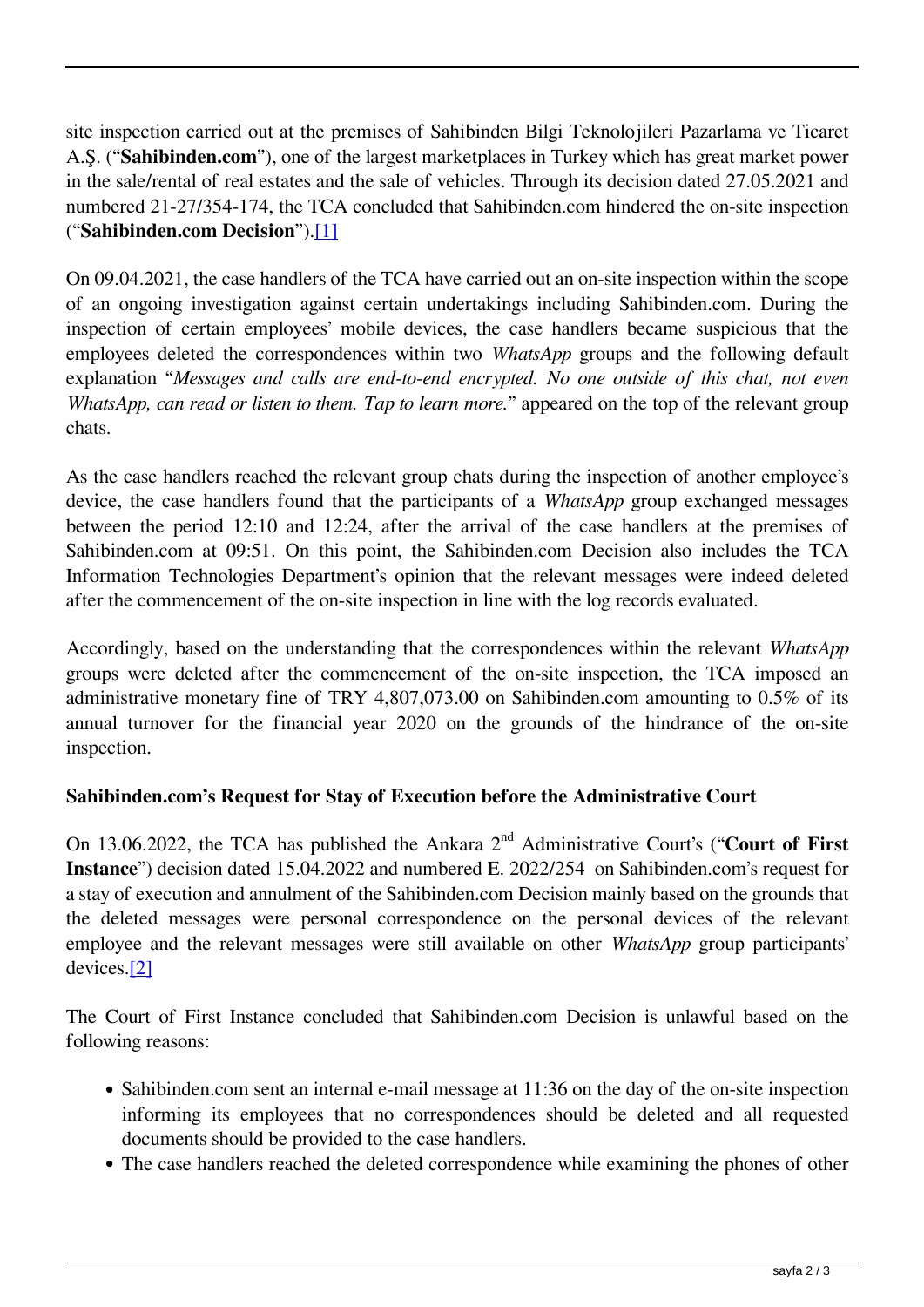site inspection carried out at the premises of Sahibinden Bilgi Teknolojileri Pazarlama ve Ticaret A.Ş. ("**Sahibinden.com**"), one of the largest marketplaces in Turkey which has great market power in the sale/rental of real estates and the sale of vehicles. Through its decision dated 27.05.2021 and numbered 21-27/354-174, the TCA concluded that Sahibinden.com hindered the on-site inspection ("**Sahibinden.com Decision**").[1]

On 09.04.2021, the case handlers of the TCA have carried out an on-site inspection within the scope of an ongoing investigation against certain undertakings including Sahibinden.com. During the inspection of certain employees' mobile devices, the case handlers became suspicious that the employees deleted the correspondences within two *WhatsApp* groups and the following default explanation "*Messages and calls are end-to-end encrypted. No one outside of this chat, not even WhatsApp, can read or listen to them. Tap to learn more.*" appeared on the top of the relevant group chats.

As the case handlers reached the relevant group chats during the inspection of another employee's device, the case handlers found that the participants of a *WhatsApp* group exchanged messages between the period 12:10 and 12:24, after the arrival of the case handlers at the premises of Sahibinden.com at 09:51. On this point, the Sahibinden.com Decision also includes the TCA Information Technologies Department's opinion that the relevant messages were indeed deleted after the commencement of the on-site inspection in line with the log records evaluated.

Accordingly, based on the understanding that the correspondences within the relevant *WhatsApp* groups were deleted after the commencement of the on-site inspection, the TCA imposed an administrative monetary fine of TRY 4,807,073.00 on Sahibinden.com amounting to 0.5% of its annual turnover for the financial year 2020 on the grounds of the hindrance of the on-site inspection.

**Sahibinden.com's Request for Stay of Execution before the Administrative Court**

On 13.06.2022, the TCA has published the Ankara 2nd Administrative Court's ("**Court of First Instance**") decision dated 15.04.2022 and numbered E. 2022/254 on Sahibinden.com's request for a stay of execution and annulment of the Sahibinden.com Decision mainly based on the grounds that the deleted messages were personal correspondence on the personal devices of the relevant employee and the relevant messages were still available on other *WhatsApp* group participants' devices.[2]

The Court of First Instance concluded that Sahibinden.com Decision is unlawful based on the following reasons:

- Sahibinden.com sent an internal e-mail message at 11:36 on the day of the on-site inspection informing its employees that no correspondences should be deleted and all requested documents should be provided to the case handlers.
- The case handlers reached the deleted correspondence while examining the phones of other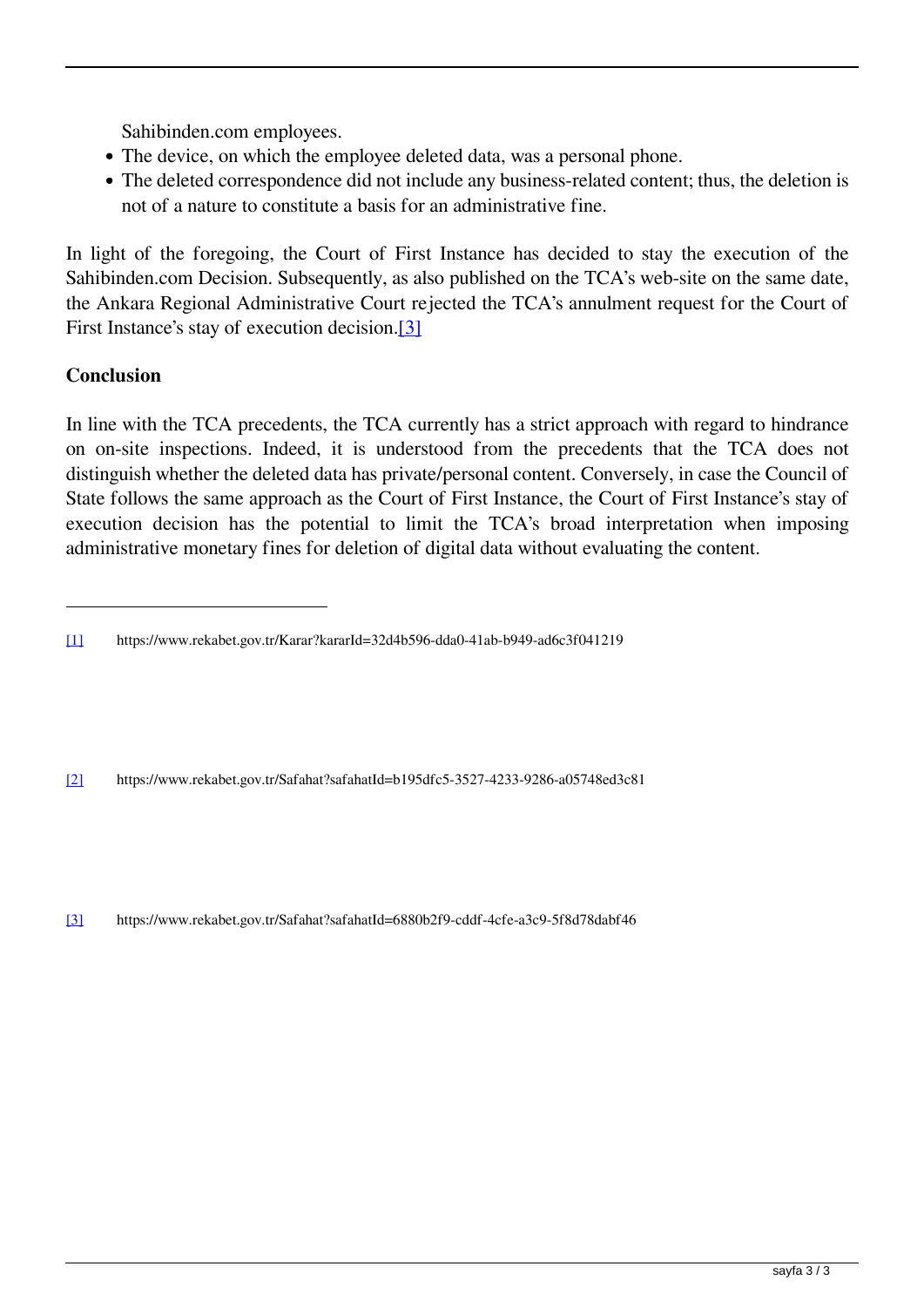Sahibinden.com employees.

- The device, on which the employee deleted data, was a personal phone.
- The deleted correspondence did not include any business-related content; thus, the deletion is not of a nature to constitute a basis for an administrative fine.

In light of the foregoing, the Court of First Instance has decided to stay the execution of the Sahibinden.com Decision. Subsequently, as also published on the TCA's web-site on the same date, the Ankara Regional Administrative Court rejected the TCA's annulment request for the Court of First Instance's stay of execution decision.[3]

**Conclusion**

In line with the TCA precedents, the TCA currently has a strict approach with regard to hindrance on on-site inspections. Indeed, it is understood from the precedents that the TCA does not distinguish whether the deleted data has private/personal content. Conversely, in case the Council of State follows the same approach as the Court of First Instance, the Court of First Instance's stay of execution decision has the potential to limit the TCA's broad interpretation when imposing administrative monetary fines for deletion of digital data without evaluating the content.

---

[1] https://www.rekabet.gov.tr/Karar?kararId=32d4b596-dda0-41ab-b949-ad6c3f041219

[2] https://www.rekabet.gov.tr/Safahat?safahatId=b195dfc5-3527-4233-9286-a05748ed3c81

[3] https://www.rekabet.gov.tr/Safahat?safahatId=6880b2f9-cddf-4cfe-a3c9-5f8d78dabf46